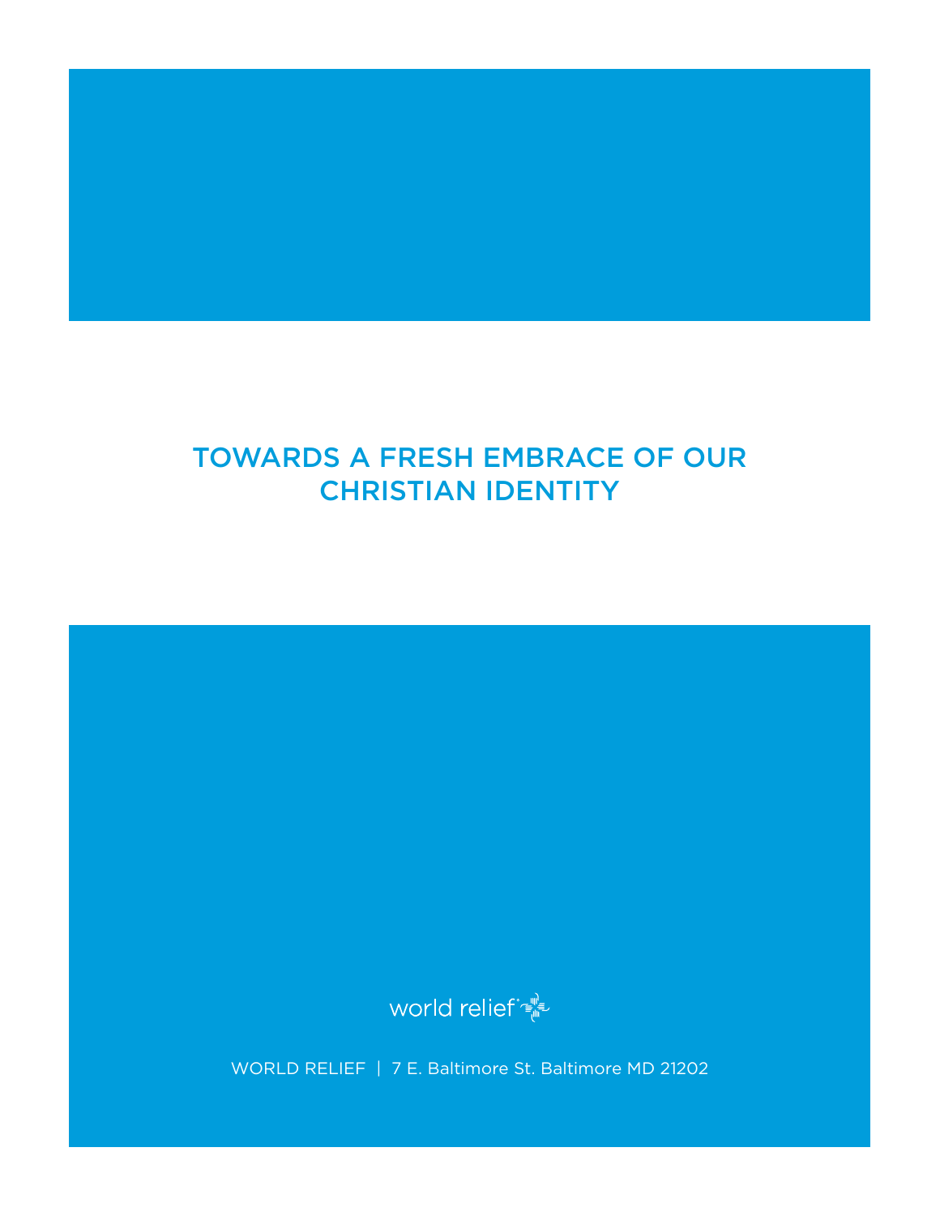# TOWARDS A FRESH EMBRACE OF OUR CHRISTIAN IDENTITY

world relief

WORLD RELIEF | 7 E. Baltimore St. Baltimore MD 21202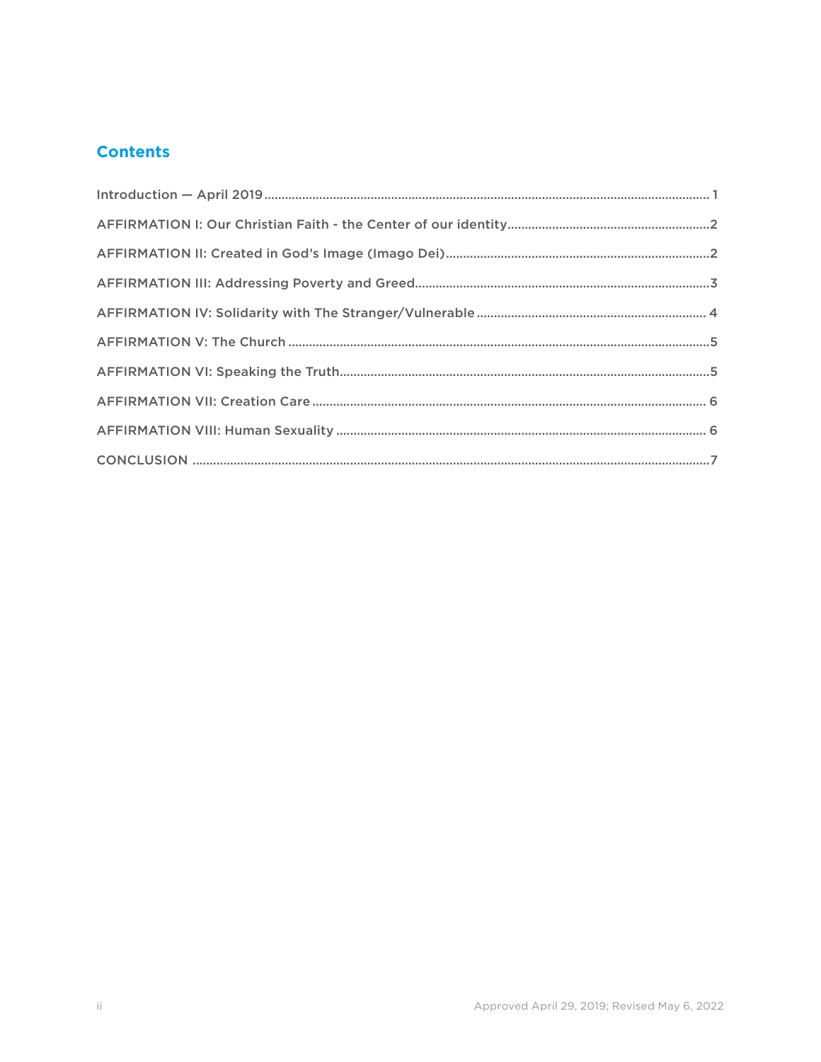## Contents

Introduction — April 2019 ........................................................ 1

AFFIRMATION I: Our Christian Faith - the Center of our identity .................. 2

AFFIRMATION II: Created in God's Image (Imago Dei) ............................... 2

AFFIRMATION III: Addressing Poverty and Greed ..................................... 3

AFFIRMATION IV: Solidarity with The Stranger/Vulnerable ............................ 4

AFFIRMATION V: The Church .......................................................... 5

AFFIRMATION VI: Speaking the Truth ................................................. 5

AFFIRMATION VII: Creation Care ..................................................... 6

AFFIRMATION VIII: Human Sexuality .................................................. 6

CONCLUSION ........................................................................ 7

Approved April 29, 2019; Revised May 6, 2022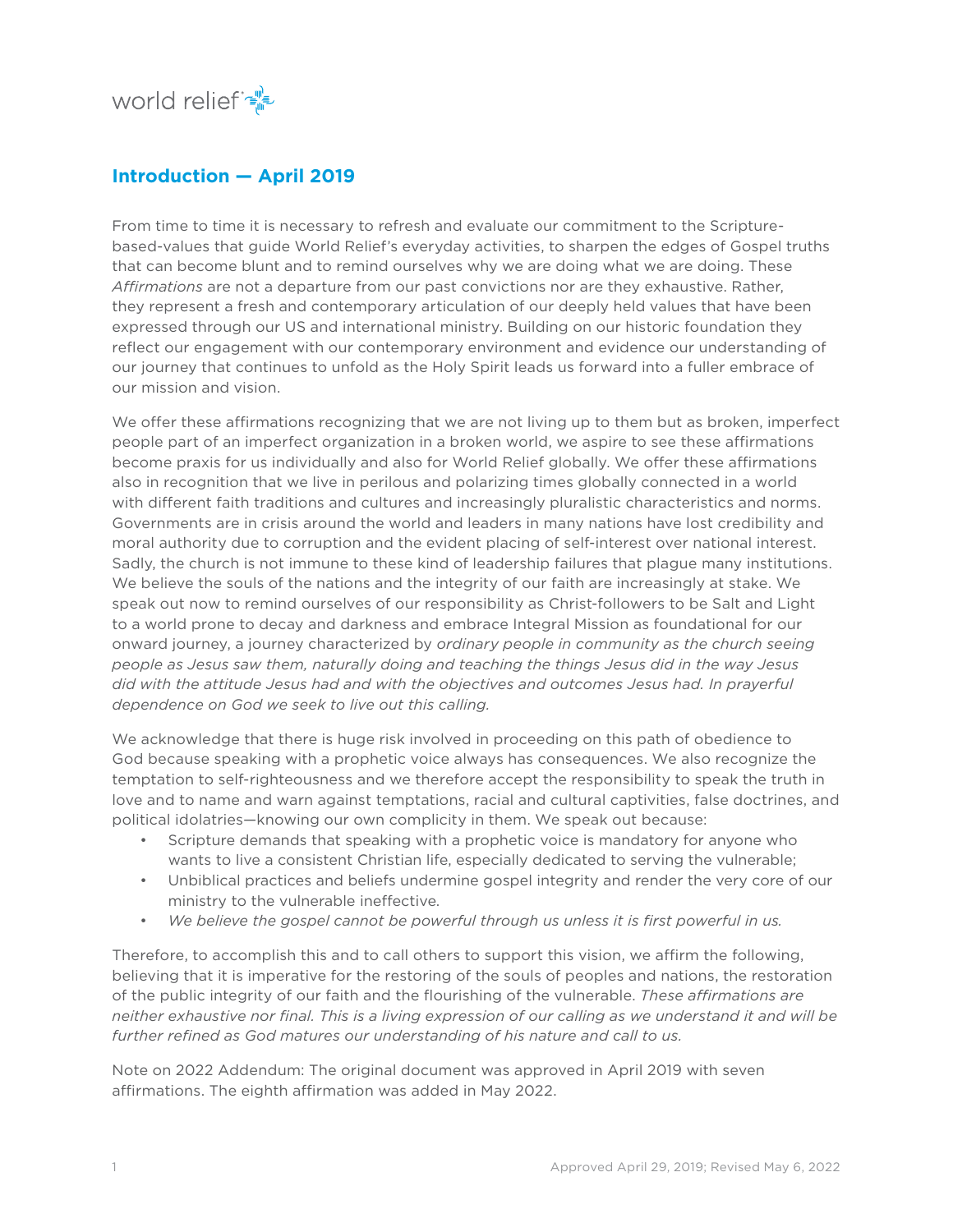world relief

## Introduction — April 2019

From time to time it is necessary to refresh and evaluate our commitment to the Scripture-based-values that guide World Relief's everyday activities, to sharpen the edges of Gospel truths that can become blunt and to remind ourselves why we are doing what we are doing. These *Affirmations* are not a departure from our past convictions nor are they exhaustive. Rather, they represent a fresh and contemporary articulation of our deeply held values that have been expressed through our US and international ministry. Building on our historic foundation they reflect our engagement with our contemporary environment and evidence our understanding of our journey that continues to unfold as the Holy Spirit leads us forward into a fuller embrace of our mission and vision.

We offer these affirmations recognizing that we are not living up to them but as broken, imperfect people part of an imperfect organization in a broken world, we aspire to see these affirmations become praxis for us individually and also for World Relief globally. We offer these affirmations also in recognition that we live in perilous and polarizing times globally connected in a world with different faith traditions and cultures and increasingly pluralistic characteristics and norms. Governments are in crisis around the world and leaders in many nations have lost credibility and moral authority due to corruption and the evident placing of self-interest over national interest. Sadly, the church is not immune to these kind of leadership failures that plague many institutions. We believe the souls of the nations and the integrity of our faith are increasingly at stake. We speak out now to remind ourselves of our responsibility as Christ-followers to be Salt and Light to a world prone to decay and darkness and embrace Integral Mission as foundational for our onward journey, a journey characterized by *ordinary people in community as the church seeing people as Jesus saw them, naturally doing and teaching the things Jesus did in the way Jesus did with the attitude Jesus had and with the objectives and outcomes Jesus had. In prayerful dependence on God we seek to live out this calling.*

We acknowledge that there is huge risk involved in proceeding on this path of obedience to God because speaking with a prophetic voice always has consequences. We also recognize the temptation to self-righteousness and we therefore accept the responsibility to speak the truth in love and to name and warn against temptations, racial and cultural captivities, false doctrines, and political idolatries—knowing our own complicity in them. We speak out because:

- Scripture demands that speaking with a prophetic voice is mandatory for anyone who wants to live a consistent Christian life, especially dedicated to serving the vulnerable;
- Unbiblical practices and beliefs undermine gospel integrity and render the very core of our ministry to the vulnerable ineffective.
- *We believe the gospel cannot be powerful through us unless it is first powerful in us.*

Therefore, to accomplish this and to call others to support this vision, we affirm the following, believing that it is imperative for the restoring of the souls of peoples and nations, the restoration of the public integrity of our faith and the flourishing of the vulnerable. *These affirmations are neither exhaustive nor final. This is a living expression of our calling as we understand it and will be further refined as God matures our understanding of his nature and call to us.*

Note on 2022 Addendum: The original document was approved in April 2019 with seven affirmations. The eighth affirmation was added in May 2022.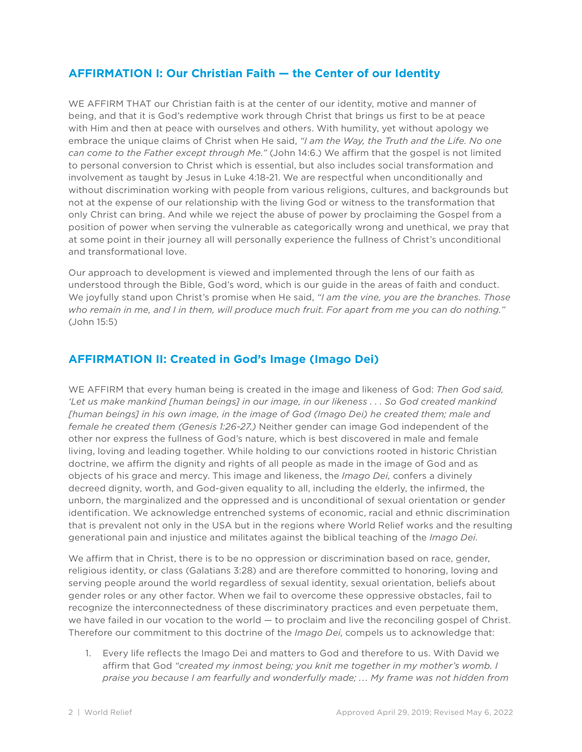## AFFIRMATION I: Our Christian Faith — the Center of our Identity

WE AFFIRM THAT our Christian faith is at the center of our identity, motive and manner of being, and that it is God's redemptive work through Christ that brings us first to be at peace with Him and then at peace with ourselves and others. With humility, yet without apology we embrace the unique claims of Christ when He said, *"I am the Way, the Truth and the Life. No one can come to the Father except through Me."* (John 14:6.) We affirm that the gospel is not limited to personal conversion to Christ which is essential, but also includes social transformation and involvement as taught by Jesus in Luke 4:18-21. We are respectful when unconditionally and without discrimination working with people from various religions, cultures, and backgrounds but not at the expense of our relationship with the living God or witness to the transformation that only Christ can bring. And while we reject the abuse of power by proclaiming the Gospel from a position of power when serving the vulnerable as categorically wrong and unethical, we pray that at some point in their journey all will personally experience the fullness of Christ's unconditional and transformational love.

Our approach to development is viewed and implemented through the lens of our faith as understood through the Bible, God's word, which is our guide in the areas of faith and conduct. We joyfully stand upon Christ's promise when He said, *"I am the vine, you are the branches. Those who remain in me, and I in them, will produce much fruit. For apart from me you can do nothing."* (John 15:5)

## AFFIRMATION II: Created in God's Image (Imago Dei)

WE AFFIRM that every human being is created in the image and likeness of God: *Then God said, 'Let us make mankind [human beings] in our image, in our likeness . . . So God created mankind [human beings] in his own image, in the image of God (Imago Dei) he created them; male and female he created them (Genesis 1:26-27.)* Neither gender can image God independent of the other nor express the fullness of God's nature, which is best discovered in male and female living, loving and leading together. While holding to our convictions rooted in historic Christian doctrine, we affirm the dignity and rights of all people as made in the image of God and as objects of his grace and mercy. This image and likeness, the *Imago Dei,* confers a divinely decreed dignity, worth, and God-given equality to all, including the elderly, the infirmed, the unborn, the marginalized and the oppressed and is unconditional of sexual orientation or gender identification. We acknowledge entrenched systems of economic, racial and ethnic discrimination that is prevalent not only in the USA but in the regions where World Relief works and the resulting generational pain and injustice and militates against the biblical teaching of the *Imago Dei*.

We affirm that in Christ, there is to be no oppression or discrimination based on race, gender, religious identity, or class (Galatians 3:28) and are therefore committed to honoring, loving and serving people around the world regardless of sexual identity, sexual orientation, beliefs about gender roles or any other factor. When we fail to overcome these oppressive obstacles, fail to recognize the interconnectedness of these discriminatory practices and even perpetuate them, we have failed in our vocation to the world — to proclaim and live the reconciling gospel of Christ. Therefore our commitment to this doctrine of the *Imago Dei*, compels us to acknowledge that:

1. Every life reflects the Imago Dei and matters to God and therefore to us. With David we affirm that God *"created my inmost being; you knit me together in my mother's womb. I praise you because I am fearfully and wonderfully made; … My frame was not hidden from*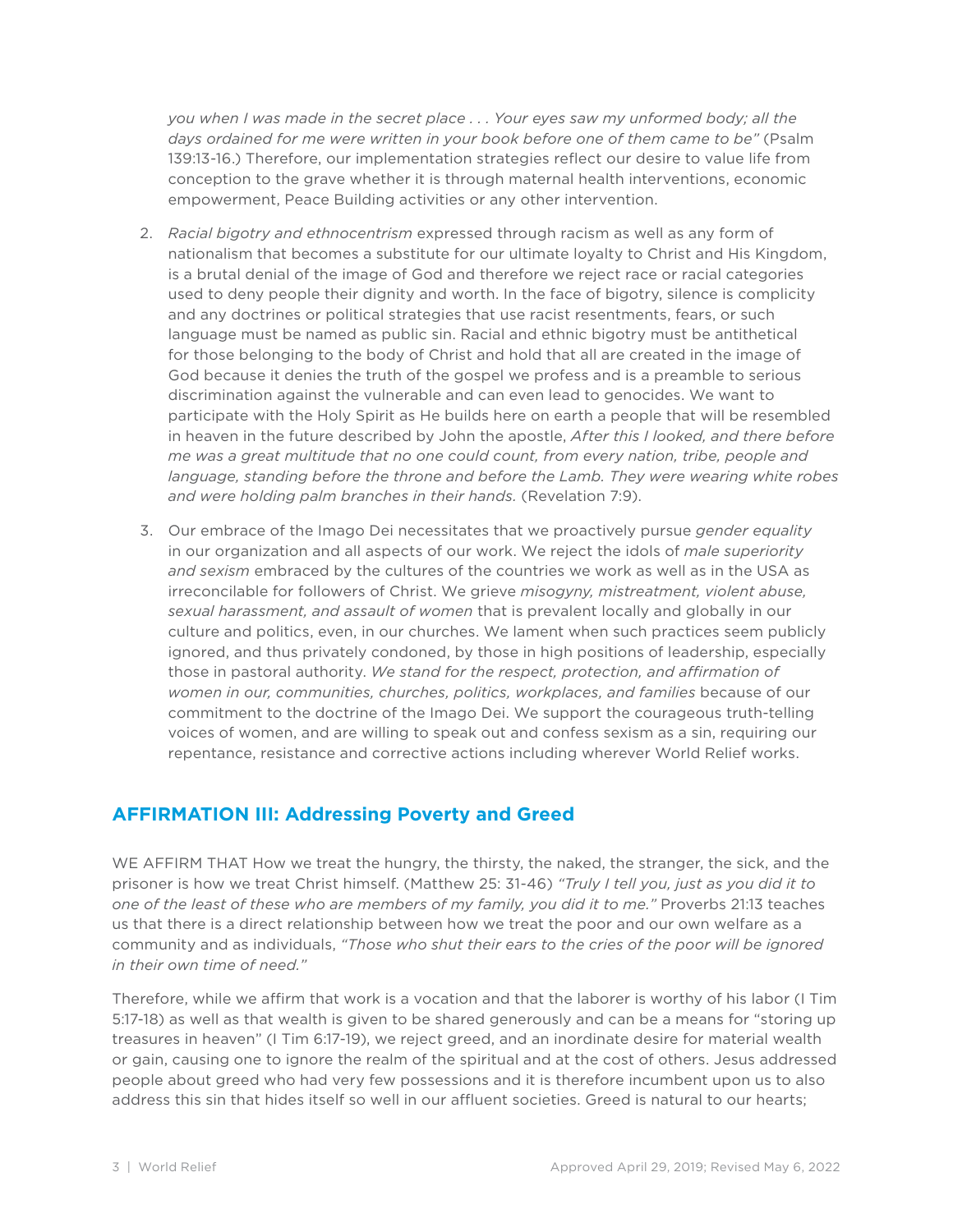*you when I was made in the secret place . . . Your eyes saw my unformed body; all the days ordained for me were written in your book before one of them came to be"* (Psalm 139:13-16.) Therefore, our implementation strategies reflect our desire to value life from conception to the grave whether it is through maternal health interventions, economic empowerment, Peace Building activities or any other intervention.

2. *Racial bigotry and ethnocentrism* expressed through racism as well as any form of nationalism that becomes a substitute for our ultimate loyalty to Christ and His Kingdom, is a brutal denial of the image of God and therefore we reject race or racial categories used to deny people their dignity and worth. In the face of bigotry, silence is complicity and any doctrines or political strategies that use racist resentments, fears, or such language must be named as public sin. Racial and ethnic bigotry must be antithetical for those belonging to the body of Christ and hold that all are created in the image of God because it denies the truth of the gospel we profess and is a preamble to serious discrimination against the vulnerable and can even lead to genocides. We want to participate with the Holy Spirit as He builds here on earth a people that will be resembled in heaven in the future described by John the apostle, *After this I looked, and there before me was a great multitude that no one could count, from every nation, tribe, people and language, standing before the throne and before the Lamb. They were wearing white robes and were holding palm branches in their hands.* (Revelation 7:9).

3. Our embrace of the Imago Dei necessitates that we proactively pursue *gender equality* in our organization and all aspects of our work. We reject the idols of *male superiority and sexism* embraced by the cultures of the countries we work as well as in the USA as irreconcilable for followers of Christ. We grieve *misogyny, mistreatment, violent abuse, sexual harassment, and assault of women* that is prevalent locally and globally in our culture and politics, even, in our churches. We lament when such practices seem publicly ignored, and thus privately condoned, by those in high positions of leadership, especially those in pastoral authority. *We stand for the respect, protection, and affirmation of women in our, communities, churches, politics, workplaces, and families* because of our commitment to the doctrine of the Imago Dei. We support the courageous truth-telling voices of women, and are willing to speak out and confess sexism as a sin, requiring our repentance, resistance and corrective actions including wherever World Relief works.

## AFFIRMATION III: Addressing Poverty and Greed

WE AFFIRM THAT How we treat the hungry, the thirsty, the naked, the stranger, the sick, and the prisoner is how we treat Christ himself. (Matthew 25: 31-46) *"Truly I tell you, just as you did it to one of the least of these who are members of my family, you did it to me."* Proverbs 21:13 teaches us that there is a direct relationship between how we treat the poor and our own welfare as a community and as individuals, *"Those who shut their ears to the cries of the poor will be ignored in their own time of need."*

Therefore, while we affirm that work is a vocation and that the laborer is worthy of his labor (I Tim 5:17-18) as well as that wealth is given to be shared generously and can be a means for "storing up treasures in heaven" (I Tim 6:17-19), we reject greed, and an inordinate desire for material wealth or gain, causing one to ignore the realm of the spiritual and at the cost of others. Jesus addressed people about greed who had very few possessions and it is therefore incumbent upon us to also address this sin that hides itself so well in our affluent societies. Greed is natural to our hearts;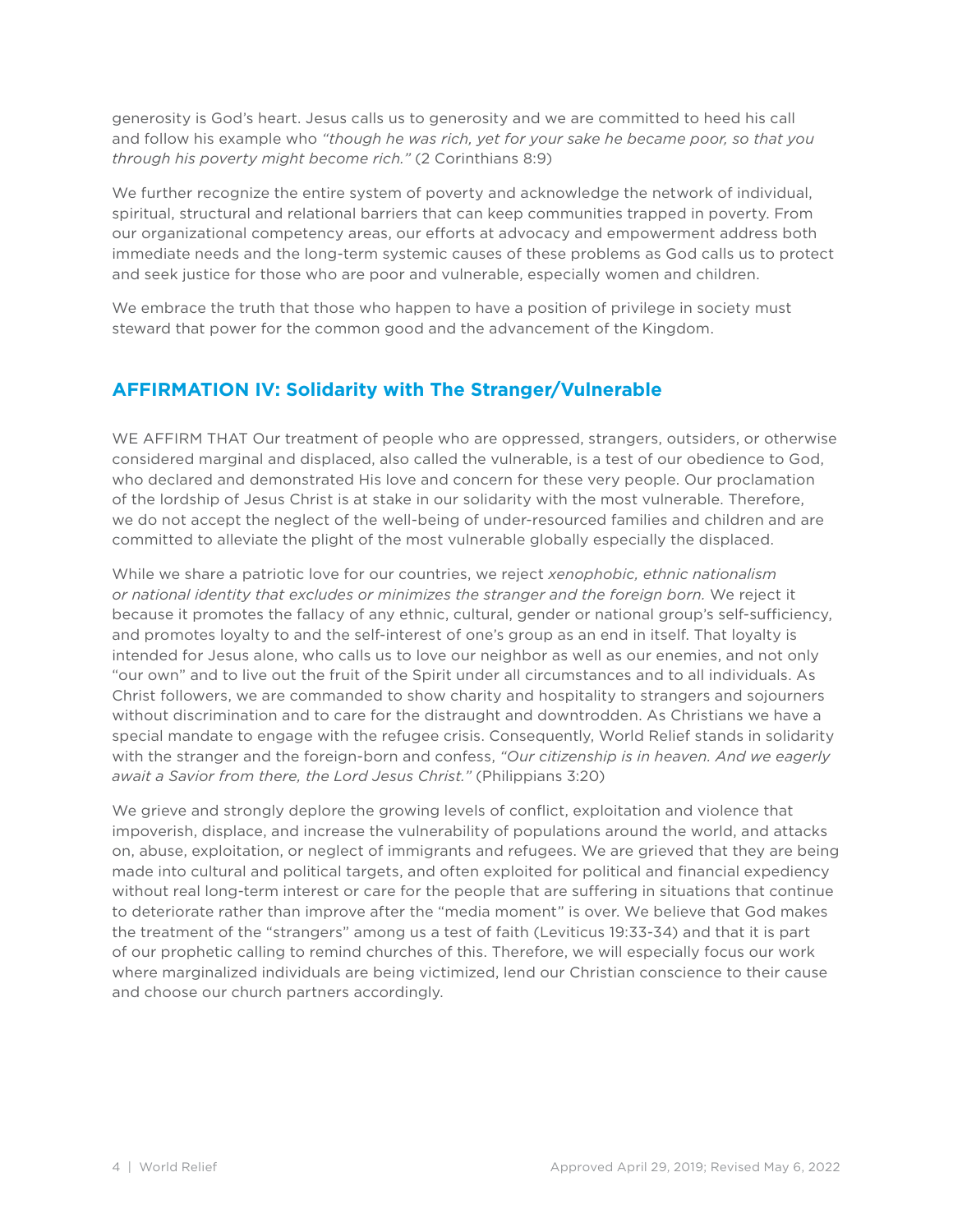generosity is God's heart. Jesus calls us to generosity and we are committed to heed his call and follow his example who *"though he was rich, yet for your sake he became poor, so that you through his poverty might become rich."* (2 Corinthians 8:9)

We further recognize the entire system of poverty and acknowledge the network of individual, spiritual, structural and relational barriers that can keep communities trapped in poverty. From our organizational competency areas, our efforts at advocacy and empowerment address both immediate needs and the long-term systemic causes of these problems as God calls us to protect and seek justice for those who are poor and vulnerable, especially women and children.

We embrace the truth that those who happen to have a position of privilege in society must steward that power for the common good and the advancement of the Kingdom.

## AFFIRMATION IV: Solidarity with The Stranger/Vulnerable

WE AFFIRM THAT Our treatment of people who are oppressed, strangers, outsiders, or otherwise considered marginal and displaced, also called the vulnerable, is a test of our obedience to God, who declared and demonstrated His love and concern for these very people. Our proclamation of the lordship of Jesus Christ is at stake in our solidarity with the most vulnerable. Therefore, we do not accept the neglect of the well-being of under-resourced families and children and are committed to alleviate the plight of the most vulnerable globally especially the displaced.

While we share a patriotic love for our countries, we reject *xenophobic, ethnic nationalism or national identity that excludes or minimizes the stranger and the foreign born.* We reject it because it promotes the fallacy of any ethnic, cultural, gender or national group's self-sufficiency, and promotes loyalty to and the self-interest of one's group as an end in itself. That loyalty is intended for Jesus alone, who calls us to love our neighbor as well as our enemies, and not only "our own" and to live out the fruit of the Spirit under all circumstances and to all individuals. As Christ followers, we are commanded to show charity and hospitality to strangers and sojourners without discrimination and to care for the distraught and downtrodden. As Christians we have a special mandate to engage with the refugee crisis. Consequently, World Relief stands in solidarity with the stranger and the foreign-born and confess, *"Our citizenship is in heaven. And we eagerly await a Savior from there, the Lord Jesus Christ."* (Philippians 3:20)

We grieve and strongly deplore the growing levels of conflict, exploitation and violence that impoverish, displace, and increase the vulnerability of populations around the world, and attacks on, abuse, exploitation, or neglect of immigrants and refugees. We are grieved that they are being made into cultural and political targets, and often exploited for political and financial expediency without real long-term interest or care for the people that are suffering in situations that continue to deteriorate rather than improve after the "media moment" is over. We believe that God makes the treatment of the "strangers" among us a test of faith (Leviticus 19:33-34) and that it is part of our prophetic calling to remind churches of this. Therefore, we will especially focus our work where marginalized individuals are being victimized, lend our Christian conscience to their cause and choose our church partners accordingly.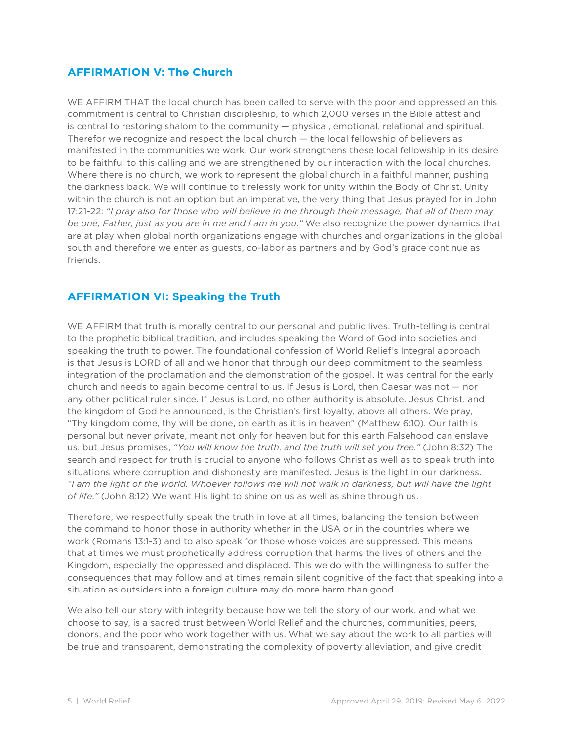## AFFIRMATION V: The Church

WE AFFIRM THAT the local church has been called to serve with the poor and oppressed an this commitment is central to Christian discipleship, to which 2,000 verses in the Bible attest and is central to restoring shalom to the community — physical, emotional, relational and spiritual. Therefor we recognize and respect the local church — the local fellowship of believers as manifested in the communities we work. Our work strengthens these local fellowship in its desire to be faithful to this calling and we are strengthened by our interaction with the local churches. Where there is no church, we work to represent the global church in a faithful manner, pushing the darkness back. We will continue to tirelessly work for unity within the Body of Christ. Unity within the church is not an option but an imperative, the very thing that Jesus prayed for in John 17:21-22: *"I pray also for those who will believe in me through their message, that all of them may be one, Father, just as you are in me and I am in you."* We also recognize the power dynamics that are at play when global north organizations engage with churches and organizations in the global south and therefore we enter as guests, co-labor as partners and by God's grace continue as friends.

## AFFIRMATION VI: Speaking the Truth

WE AFFIRM that truth is morally central to our personal and public lives. Truth-telling is central to the prophetic biblical tradition, and includes speaking the Word of God into societies and speaking the truth to power. The foundational confession of World Relief's Integral approach is that Jesus is LORD of all and we honor that through our deep commitment to the seamless integration of the proclamation and the demonstration of the gospel. It was central for the early church and needs to again become central to us. If Jesus is Lord, then Caesar was not — nor any other political ruler since. If Jesus is Lord, no other authority is absolute. Jesus Christ, and the kingdom of God he announced, is the Christian's first loyalty, above all others. We pray, "Thy kingdom come, thy will be done, on earth as it is in heaven" (Matthew 6:10). Our faith is personal but never private, meant not only for heaven but for this earth Falsehood can enslave us, but Jesus promises, *"You will know the truth, and the truth will set you free."* (John 8:32) The search and respect for truth is crucial to anyone who follows Christ as well as to speak truth into situations where corruption and dishonesty are manifested. Jesus is the light in our darkness. *"I am the light of the world. Whoever follows me will not walk in darkness, but will have the light of life."* (John 8:12) We want His light to shine on us as well as shine through us.

Therefore, we respectfully speak the truth in love at all times, balancing the tension between the command to honor those in authority whether in the USA or in the countries where we work (Romans 13:1-3) and to also speak for those whose voices are suppressed. This means that at times we must prophetically address corruption that harms the lives of others and the Kingdom, especially the oppressed and displaced. This we do with the willingness to suffer the consequences that may follow and at times remain silent cognitive of the fact that speaking into a situation as outsiders into a foreign culture may do more harm than good.

We also tell our story with integrity because how we tell the story of our work, and what we choose to say, is a sacred trust between World Relief and the churches, communities, peers, donors, and the poor who work together with us. What we say about the work to all parties will be true and transparent, demonstrating the complexity of poverty alleviation, and give credit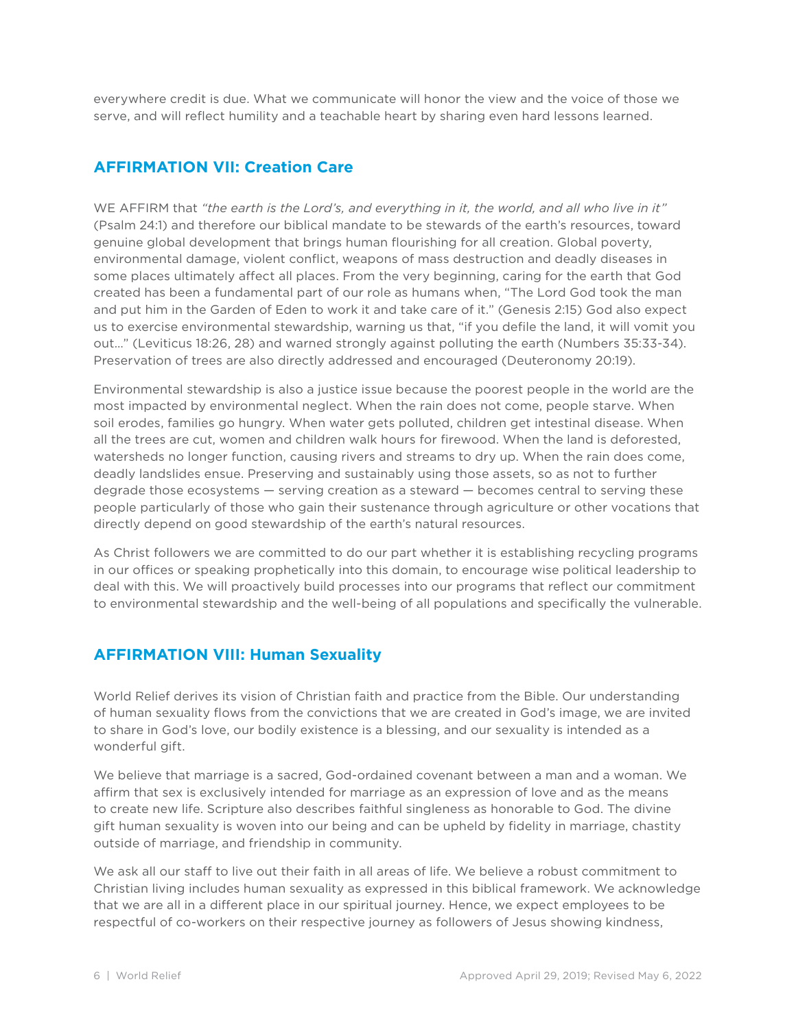everywhere credit is due. What we communicate will honor the view and the voice of those we serve, and will reflect humility and a teachable heart by sharing even hard lessons learned.

## AFFIRMATION VII: Creation Care

WE AFFIRM that *"the earth is the Lord's, and everything in it, the world, and all who live in it"* (Psalm 24:1) and therefore our biblical mandate to be stewards of the earth's resources, toward genuine global development that brings human flourishing for all creation. Global poverty, environmental damage, violent conflict, weapons of mass destruction and deadly diseases in some places ultimately affect all places. From the very beginning, caring for the earth that God created has been a fundamental part of our role as humans when, "The Lord God took the man and put him in the Garden of Eden to work it and take care of it." (Genesis 2:15) God also expect us to exercise environmental stewardship, warning us that, "if you defile the land, it will vomit you out…" (Leviticus 18:26, 28) and warned strongly against polluting the earth (Numbers 35:33-34). Preservation of trees are also directly addressed and encouraged (Deuteronomy 20:19).

Environmental stewardship is also a justice issue because the poorest people in the world are the most impacted by environmental neglect. When the rain does not come, people starve. When soil erodes, families go hungry. When water gets polluted, children get intestinal disease. When all the trees are cut, women and children walk hours for firewood. When the land is deforested, watersheds no longer function, causing rivers and streams to dry up. When the rain does come, deadly landslides ensue. Preserving and sustainably using those assets, so as not to further degrade those ecosystems — serving creation as a steward — becomes central to serving these people particularly of those who gain their sustenance through agriculture or other vocations that directly depend on good stewardship of the earth's natural resources.

As Christ followers we are committed to do our part whether it is establishing recycling programs in our offices or speaking prophetically into this domain, to encourage wise political leadership to deal with this. We will proactively build processes into our programs that reflect our commitment to environmental stewardship and the well-being of all populations and specifically the vulnerable.

## AFFIRMATION VIII: Human Sexuality

World Relief derives its vision of Christian faith and practice from the Bible. Our understanding of human sexuality flows from the convictions that we are created in God's image, we are invited to share in God's love, our bodily existence is a blessing, and our sexuality is intended as a wonderful gift.

We believe that marriage is a sacred, God-ordained covenant between a man and a woman. We affirm that sex is exclusively intended for marriage as an expression of love and as the means to create new life. Scripture also describes faithful singleness as honorable to God. The divine gift human sexuality is woven into our being and can be upheld by fidelity in marriage, chastity outside of marriage, and friendship in community.

We ask all our staff to live out their faith in all areas of life. We believe a robust commitment to Christian living includes human sexuality as expressed in this biblical framework. We acknowledge that we are all in a different place in our spiritual journey. Hence, we expect employees to be respectful of co-workers on their respective journey as followers of Jesus showing kindness,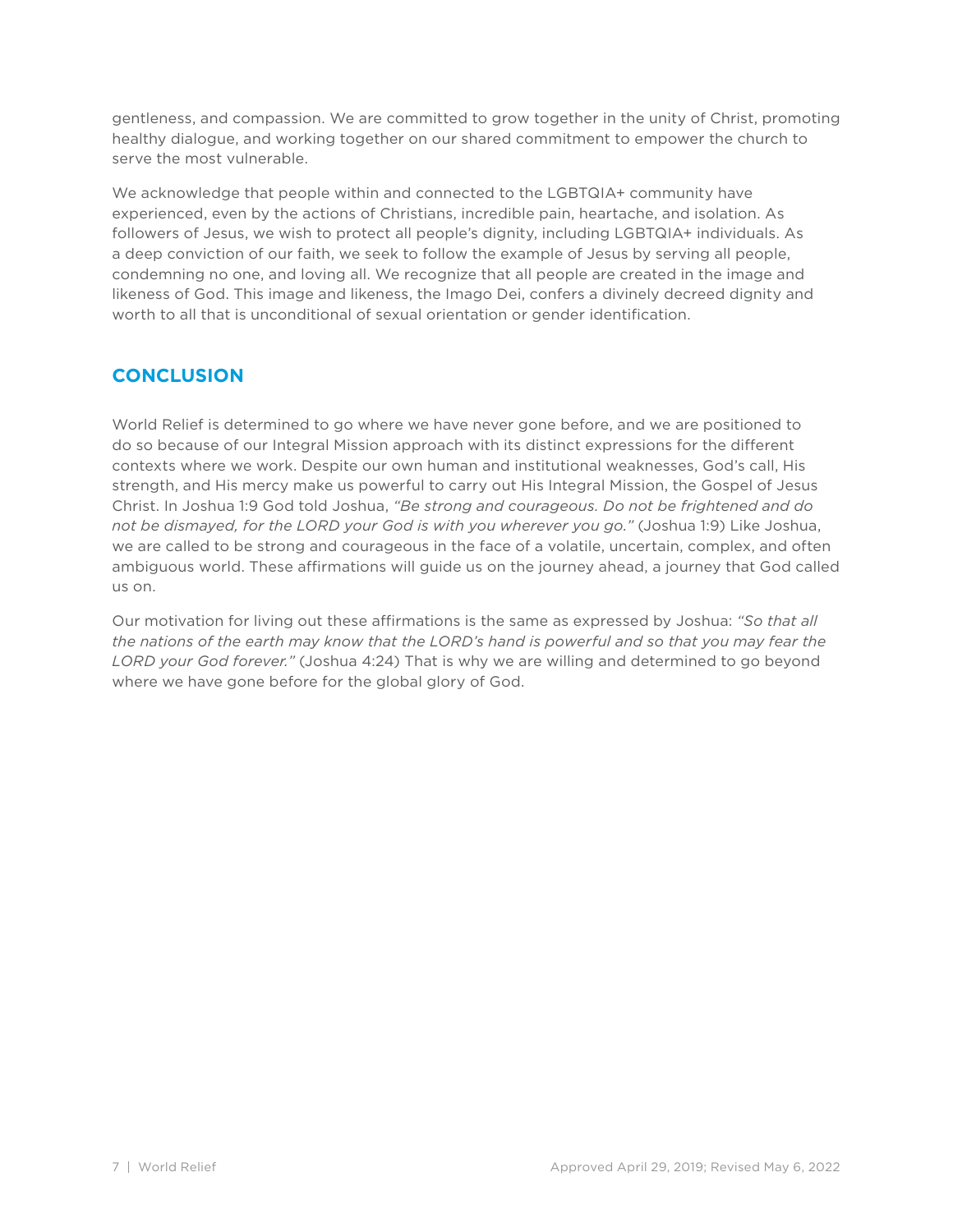gentleness, and compassion. We are committed to grow together in the unity of Christ, promoting healthy dialogue, and working together on our shared commitment to empower the church to serve the most vulnerable.

We acknowledge that people within and connected to the LGBTQIA+ community have experienced, even by the actions of Christians, incredible pain, heartache, and isolation. As followers of Jesus, we wish to protect all people's dignity, including LGBTQIA+ individuals. As a deep conviction of our faith, we seek to follow the example of Jesus by serving all people, condemning no one, and loving all. We recognize that all people are created in the image and likeness of God. This image and likeness, the Imago Dei, confers a divinely decreed dignity and worth to all that is unconditional of sexual orientation or gender identification.

## CONCLUSION

World Relief is determined to go where we have never gone before, and we are positioned to do so because of our Integral Mission approach with its distinct expressions for the different contexts where we work. Despite our own human and institutional weaknesses, God's call, His strength, and His mercy make us powerful to carry out His Integral Mission, the Gospel of Jesus Christ. In Joshua 1:9 God told Joshua, *"Be strong and courageous. Do not be frightened and do not be dismayed, for the LORD your God is with you wherever you go."* (Joshua 1:9) Like Joshua, we are called to be strong and courageous in the face of a volatile, uncertain, complex, and often ambiguous world. These affirmations will guide us on the journey ahead, a journey that God called us on.

Our motivation for living out these affirmations is the same as expressed by Joshua: *"So that all the nations of the earth may know that the LORD's hand is powerful and so that you may fear the LORD your God forever."* (Joshua 4:24) That is why we are willing and determined to go beyond where we have gone before for the global glory of God.

Approved April 29, 2019; Revised May 6, 2022